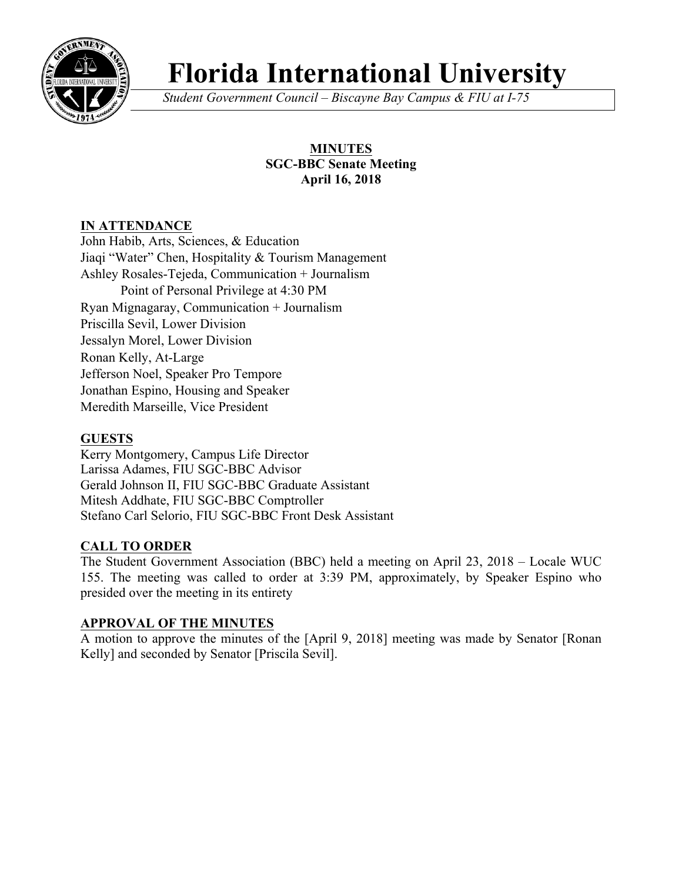# Florida International University

*Student Government Council – Biscayne Bay Campus & FIU at I-75*

**MINUTES**
**SGC-BBC Senate Meeting**
**April 16, 2018**

## IN ATTENDANCE

John Habib, Arts, Sciences, & Education
Jiaqi "Water" Chen, Hospitality & Tourism Management
Ashley Rosales-Tejeda, Communication + Journalism
    Point of Personal Privilege at 4:30 PM
Ryan Mignagaray, Communication + Journalism
Priscilla Sevil, Lower Division
Jessalyn Morel, Lower Division
Ronan Kelly, At-Large
Jefferson Noel, Speaker Pro Tempore
Jonathan Espino, Housing and Speaker
Meredith Marseille, Vice President

## GUESTS

Kerry Montgomery, Campus Life Director
Larissa Adames, FIU SGC-BBC Advisor
Gerald Johnson II, FIU SGC-BBC Graduate Assistant
Mitesh Addhate, FIU SGC-BBC Comptroller
Stefano Carl Selorio, FIU SGC-BBC Front Desk Assistant

## CALL TO ORDER

The Student Government Association (BBC) held a meeting on April 23, 2018 – Locale WUC 155. The meeting was called to order at 3:39 PM, approximately, by Speaker Espino who presided over the meeting in its entirety

## APPROVAL OF THE MINUTES

A motion to approve the minutes of the [April 9, 2018] meeting was made by Senator [Ronan Kelly] and seconded by Senator [Priscila Sevil].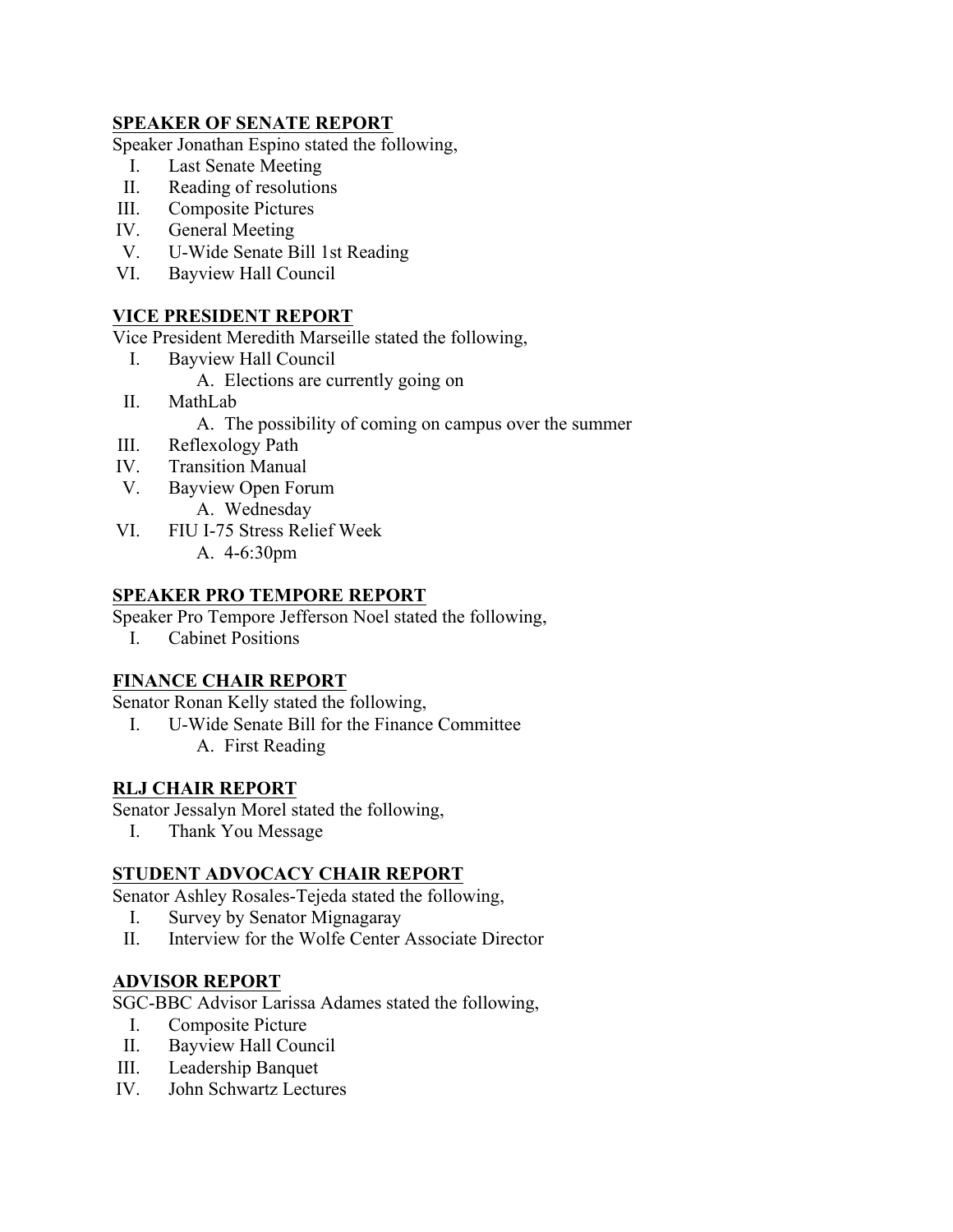**SPEAKER OF SENATE REPORT**

Speaker Jonathan Espino stated the following,

I. Last Senate Meeting
II. Reading of resolutions
III. Composite Pictures
IV. General Meeting
V. U-Wide Senate Bill 1st Reading
VI. Bayview Hall Council

**VICE PRESIDENT REPORT**

Vice President Meredith Marseille stated the following,

I. Bayview Hall Council
    A. Elections are currently going on
II. MathLab
    A. The possibility of coming on campus over the summer
III. Reflexology Path
IV. Transition Manual
V. Bayview Open Forum
    A. Wednesday
VI. FIU I-75 Stress Relief Week
    A. 4-6:30pm

**SPEAKER PRO TEMPORE REPORT**

Speaker Pro Tempore Jefferson Noel stated the following,

I. Cabinet Positions

**FINANCE CHAIR REPORT**

Senator Ronan Kelly stated the following,

I. U-Wide Senate Bill for the Finance Committee
    A. First Reading

**RLJ CHAIR REPORT**

Senator Jessalyn Morel stated the following,

I. Thank You Message

**STUDENT ADVOCACY CHAIR REPORT**

Senator Ashley Rosales-Tejeda stated the following,

I. Survey by Senator Mignagaray
II. Interview for the Wolfe Center Associate Director

**ADVISOR REPORT**

SGC-BBC Advisor Larissa Adames stated the following,

I. Composite Picture
II. Bayview Hall Council
III. Leadership Banquet
IV. John Schwartz Lectures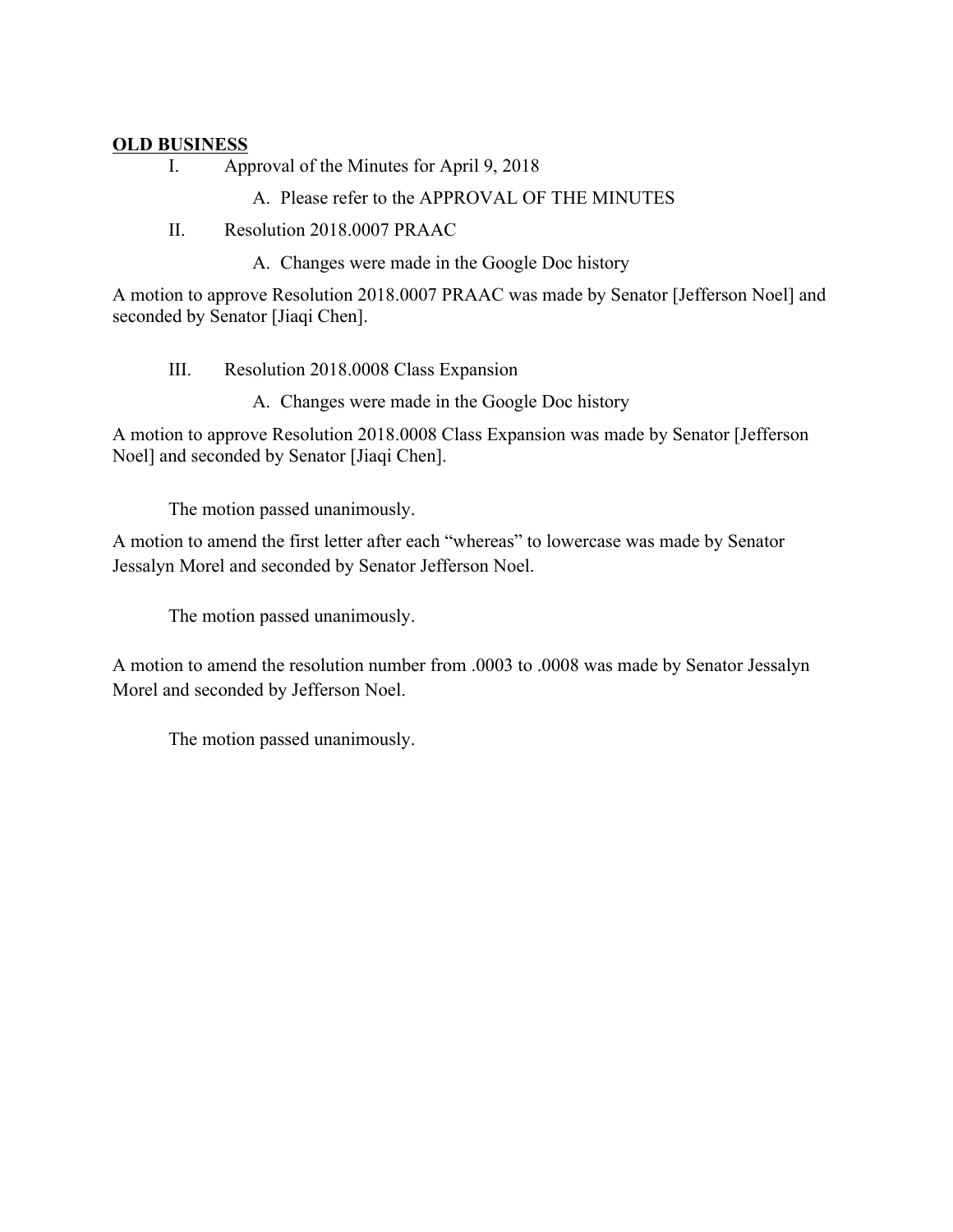**<u>OLD BUSINESS</u>**

I. Approval of the Minutes for April 9, 2018

   A. Please refer to the APPROVAL OF THE MINUTES

II. Resolution 2018.0007 PRAAC

   A. Changes were made in the Google Doc history

A motion to approve Resolution 2018.0007 PRAAC was made by Senator [Jefferson Noel] and seconded by Senator [Jiaqi Chen].

III. Resolution 2018.0008 Class Expansion

   A. Changes were made in the Google Doc history

A motion to approve Resolution 2018.0008 Class Expansion was made by Senator [Jefferson Noel] and seconded by Senator [Jiaqi Chen].

The motion passed unanimously.

A motion to amend the first letter after each "whereas" to lowercase was made by Senator Jessalyn Morel and seconded by Senator Jefferson Noel.

The motion passed unanimously.

A motion to amend the resolution number from .0003 to .0008 was made by Senator Jessalyn Morel and seconded by Jefferson Noel.

The motion passed unanimously.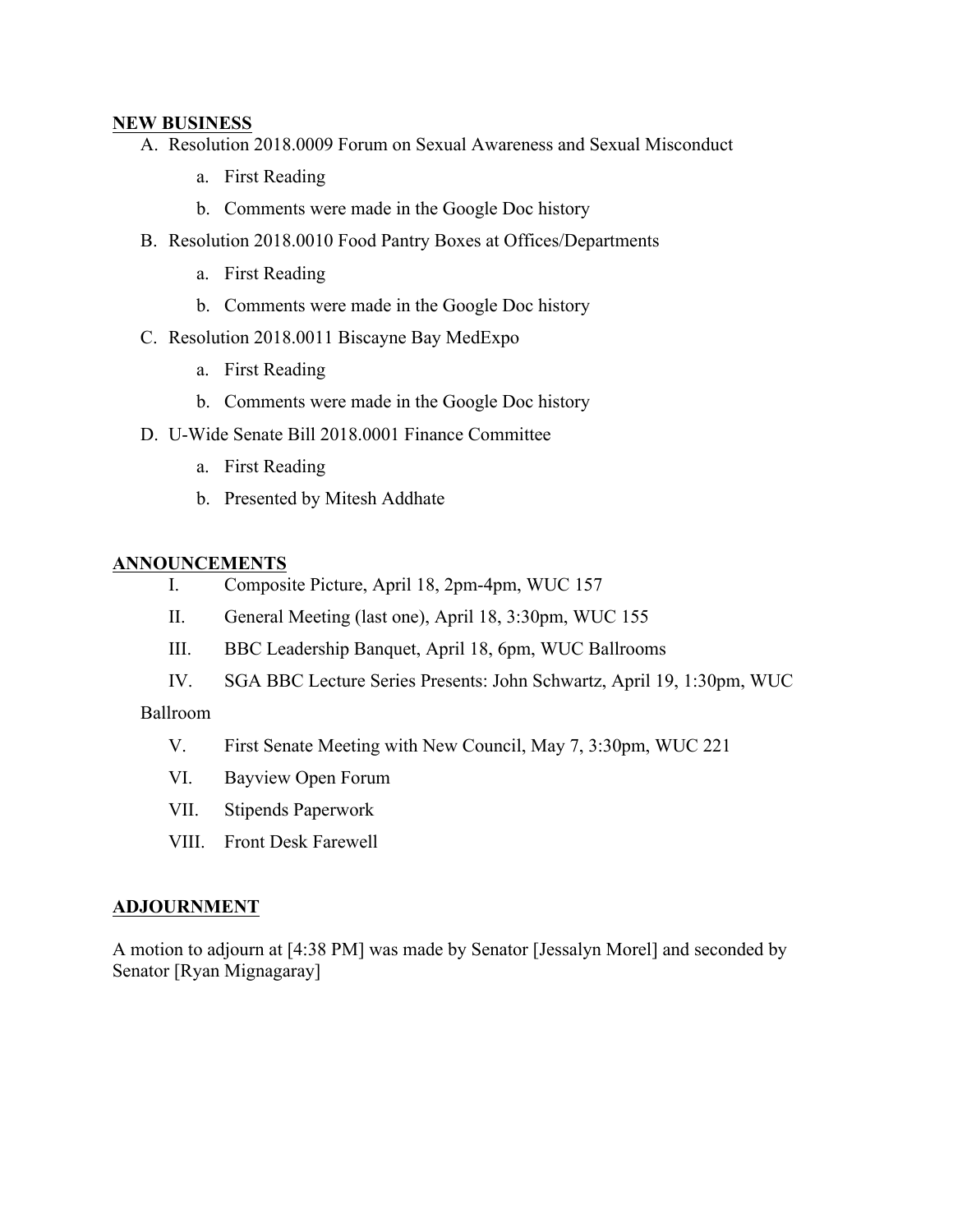**NEW BUSINESS**

A. Resolution 2018.0009 Forum on Sexual Awareness and Sexual Misconduct
   a. First Reading
   b. Comments were made in the Google Doc history
B. Resolution 2018.0010 Food Pantry Boxes at Offices/Departments
   a. First Reading
   b. Comments were made in the Google Doc history
C. Resolution 2018.0011 Biscayne Bay MedExpo
   a. First Reading
   b. Comments were made in the Google Doc history
D. U-Wide Senate Bill 2018.0001 Finance Committee
   a. First Reading
   b. Presented by Mitesh Addhate

**ANNOUNCEMENTS**

I. Composite Picture, April 18, 2pm-4pm, WUC 157
II. General Meeting (last one), April 18, 3:30pm, WUC 155
III. BBC Leadership Banquet, April 18, 6pm, WUC Ballrooms
IV. SGA BBC Lecture Series Presents: John Schwartz, April 19, 1:30pm, WUC Ballroom
V. First Senate Meeting with New Council, May 7, 3:30pm, WUC 221
VI. Bayview Open Forum
VII. Stipends Paperwork
VIII. Front Desk Farewell

**ADJOURNMENT**

A motion to adjourn at [4:38 PM] was made by Senator [Jessalyn Morel] and seconded by Senator [Ryan Mignagaray]